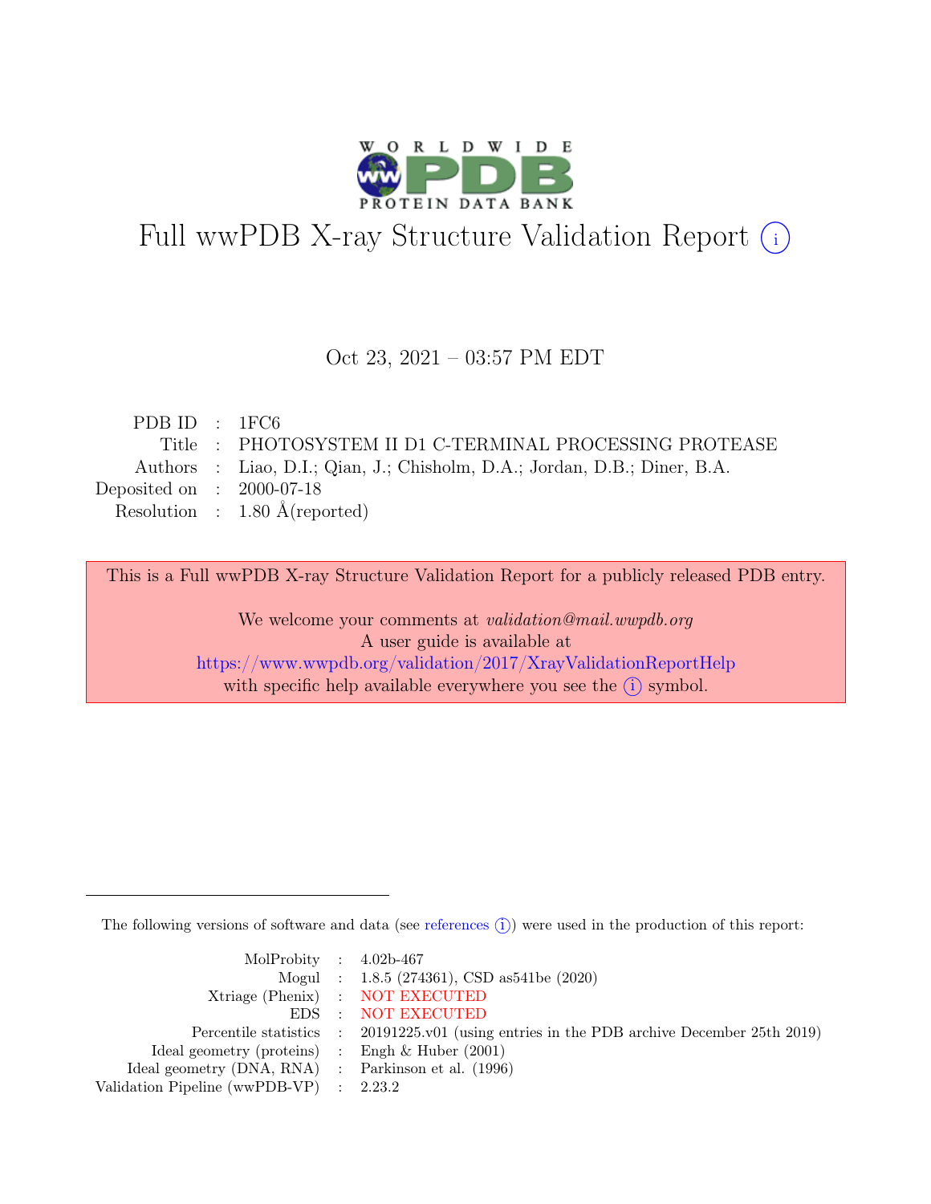# Full wwPDB X-ray Structure Validation Report (i)

Oct 23, 2021 – 03:57 PM EDT

| | | |
|---|---|---|
| PDB ID | : | 1FC6 |
| Title | : | PHOTOSYSTEM II D1 C-TERMINAL PROCESSING PROTEASE |
| Authors | : | Liao, D.I.; Qian, J.; Chisholm, D.A.; Jordan, D.B.; Diner, B.A. |
| Deposited on | : | 2000-07-18 |
| Resolution | : | 1.80 Å(reported) |

This is a Full wwPDB X-ray Structure Validation Report for a publicly released PDB entry.

We welcome your comments at *validation@mail.wwpdb.org*
A user guide is available at
https://www.wwpdb.org/validation/2017/XrayValidationReportHelp
with specific help available everywhere you see the (i) symbol.

---

The following versions of software and data (see references (i)) were used in the production of this report:

| | | |
|---|---|---|
| MolProbity | : | 4.02b-467 |
| Mogul | : | 1.8.5 (274361), CSD as541be (2020) |
| Xtriage (Phenix) | : | NOT EXECUTED |
| EDS | : | NOT EXECUTED |
| Percentile statistics | : | 20191225.v01 (using entries in the PDB archive December 25th 2019) |
| Ideal geometry (proteins) | : | Engh & Huber (2001) |
| Ideal geometry (DNA, RNA) | : | Parkinson et al. (1996) |
| Validation Pipeline (wwPDB-VP) | : | 2.23.2 |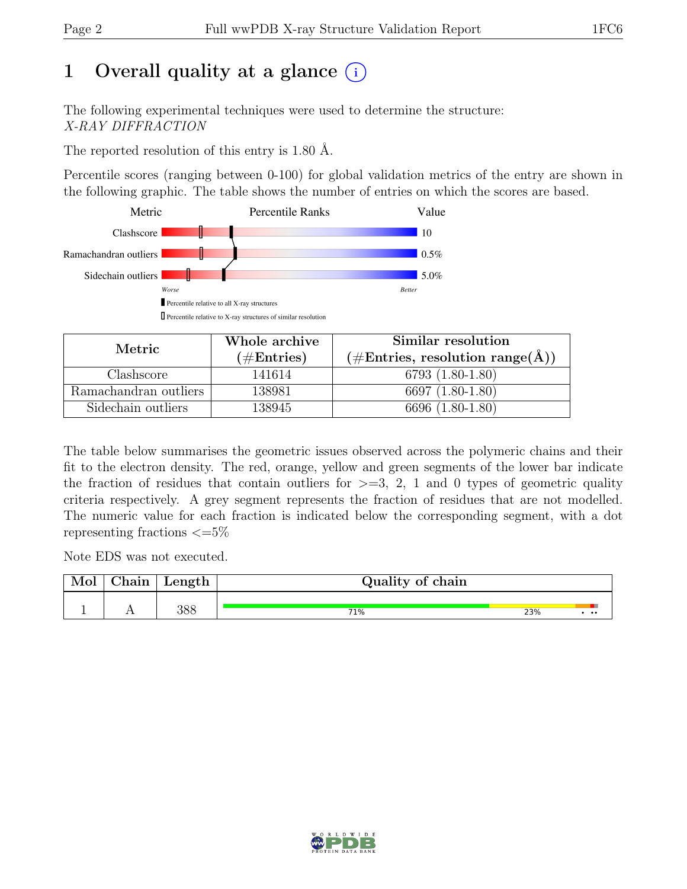# 1 Overall quality at a glance (i)

The following experimental techniques were used to determine the structure:
*X-RAY DIFFRACTION*

The reported resolution of this entry is 1.80 Å.

Percentile scores (ranging between 0-100) for global validation metrics of the entry are shown in the following graphic. The table shows the number of entries on which the scores are based.

| Metric | Value |
|---|---|
| Clashscore | 10 |
| Ramachandran outliers | 0.5% |
| Sidechain outliers | 5.0% |

Worse — Better

▮ Percentile relative to all X-ray structures

▯ Percentile relative to X-ray structures of similar resolution

| Metric | Whole archive (#Entries) | Similar resolution (#Entries, resolution range(Å)) |
|---|---|---|
| Clashscore | 141614 | 6793 (1.80-1.80) |
| Ramachandran outliers | 138981 | 6697 (1.80-1.80) |
| Sidechain outliers | 138945 | 6696 (1.80-1.80) |

The table below summarises the geometric issues observed across the polymeric chains and their fit to the electron density. The red, orange, yellow and green segments of the lower bar indicate the fraction of residues that contain outliers for >=3, 2, 1 and 0 types of geometric quality criteria respectively. A grey segment represents the fraction of residues that are not modelled. The numeric value for each fraction is indicated below the corresponding segment, with a dot representing fractions <=5%

Note EDS was not executed.

| Mol | Chain | Length | Quality of chain |
|---|---|---|---|
| 1 | A | 388 | 71% green, 23% yellow, • orange, •• red/grey |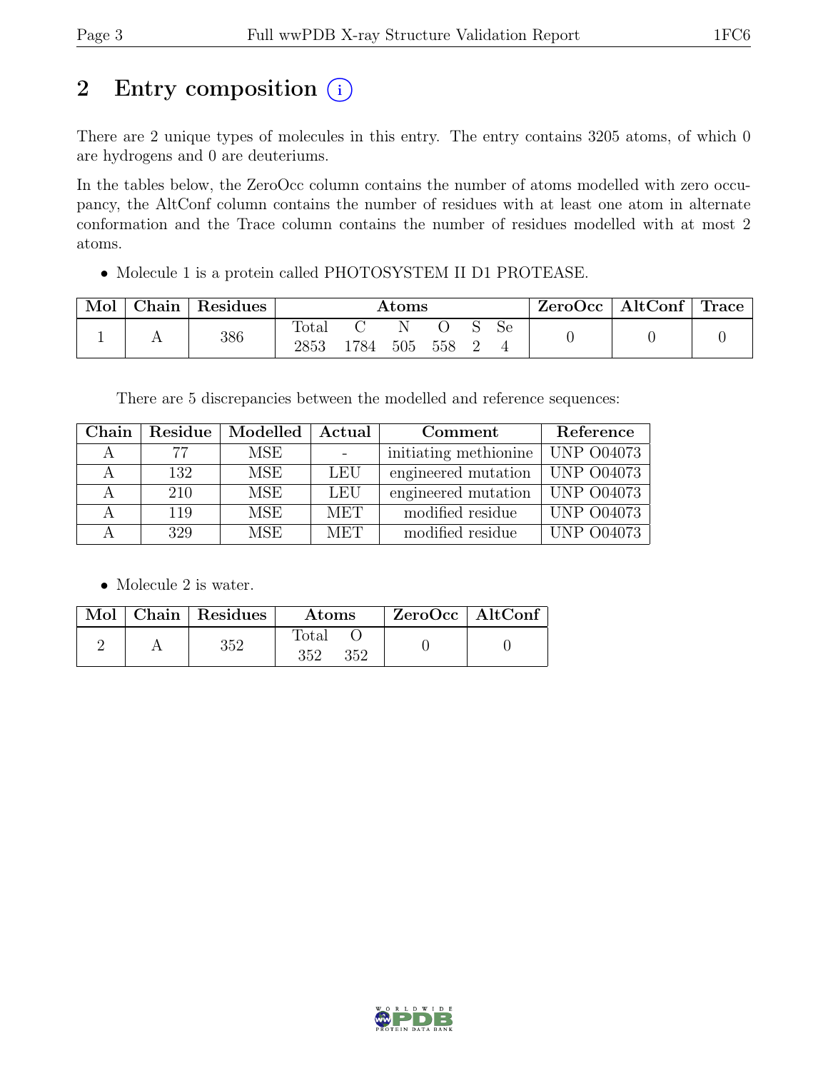# 2 Entry composition

There are 2 unique types of molecules in this entry. The entry contains 3205 atoms, of which 0 are hydrogens and 0 are deuteriums.

In the tables below, the ZeroOcc column contains the number of atoms modelled with zero occupancy, the AltConf column contains the number of residues with at least one atom in alternate conformation and the Trace column contains the number of residues modelled with at most 2 atoms.

- Molecule 1 is a protein called PHOTOSYSTEM II D1 PROTEASE.

| Mol | Chain | Residues | Atoms | | | | | | ZeroOcc | AltConf | Trace |
|---|---|---|---|---|---|---|---|---|---|---|---|
| | | | Total | C | N | O | S | Se | | | |
| 1 | A | 386 | 2853 | 1784 | 505 | 558 | 2 | 4 | 0 | 0 | 0 |

There are 5 discrepancies between the modelled and reference sequences:

| Chain | Residue | Modelled | Actual | Comment | Reference |
|---|---|---|---|---|---|
| A | 77 | MSE | - | initiating methionine | UNP O04073 |
| A | 132 | MSE | LEU | engineered mutation | UNP O04073 |
| A | 210 | MSE | LEU | engineered mutation | UNP O04073 |
| A | 119 | MSE | MET | modified residue | UNP O04073 |
| A | 329 | MSE | MET | modified residue | UNP O04073 |

- Molecule 2 is water.

| Mol | Chain | Residues | Atoms | | ZeroOcc | AltConf |
|---|---|---|---|---|---|---|
| | | | Total | O | | |
| 2 | A | 352 | 352 | 352 | 0 | 0 |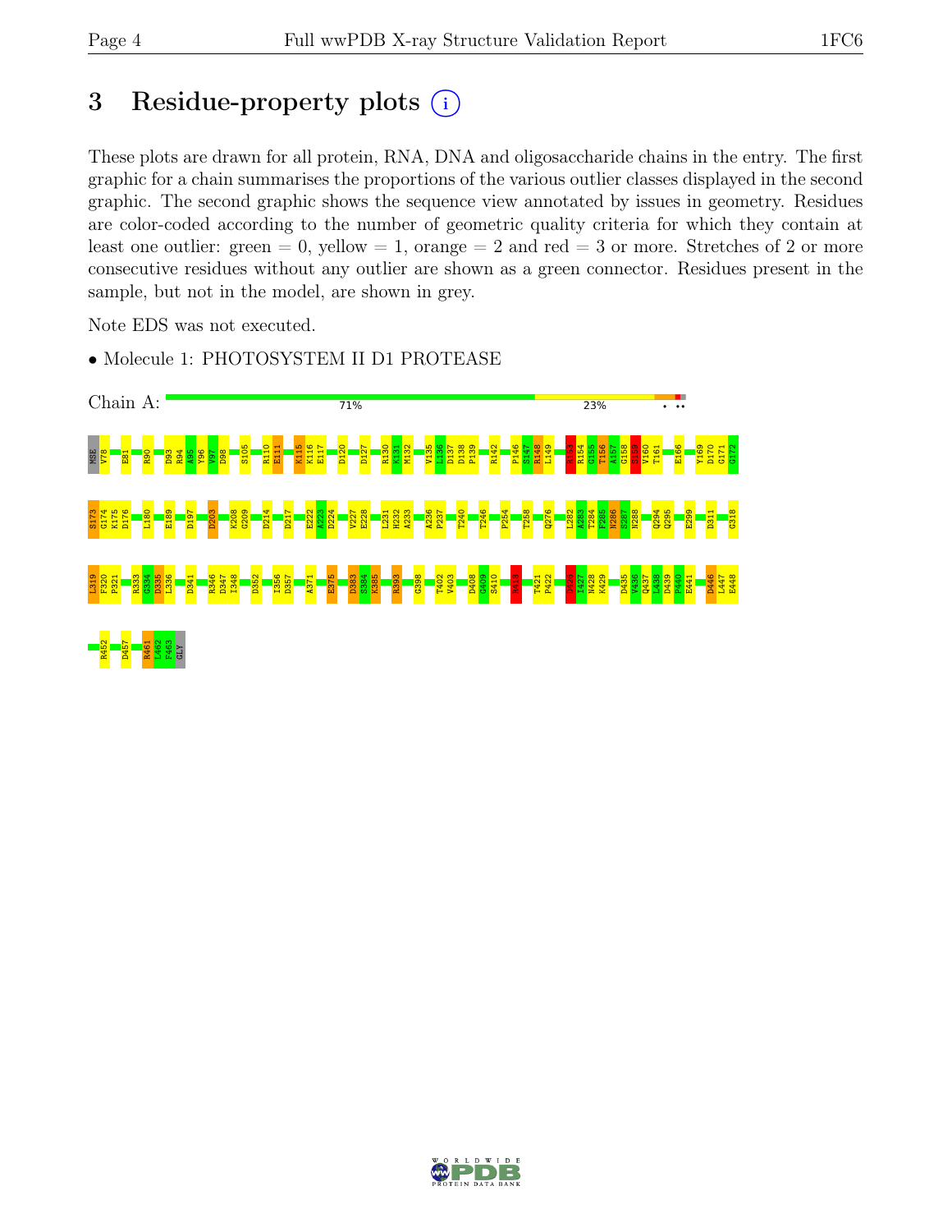## 3 Residue-property plots

These plots are drawn for all protein, RNA, DNA and oligosaccharide chains in the entry. The first graphic for a chain summarises the proportions of the various outlier classes displayed in the second graphic. The second graphic shows the sequence view annotated by issues in geometry. Residues are color-coded according to the number of geometric quality criteria for which they contain at least one outlier: green = 0, yellow = 1, orange = 2 and red = 3 or more. Stretches of 2 or more consecutive residues without any outlier are shown as a green connector. Residues present in the sample, but not in the model, are shown in grey.

Note EDS was not executed.

- Molecule 1: PHOTOSYSTEM II D1 PROTEASE

Chain A: 71% 23%

MSE V78 E81 R90 D93 R94 A95 Y96 V97 D98 S105 R110 E111 K115 K116 E117 D120 D127 R130 K131 M132 V135 L136 D137 D138 P139 R142 P146 S147 R148 L149 R153 R154 G155 T156 A157 G158 S159 V160 T161 E166 Y169 D170 G171 G172

S173 G174 K175 D176 L180 E189 D197 D203 K208 G209 D214 D217 E222 A223 D224 V227 E228 L231 H232 A233 A236 P237 T240 T246 P254 T258 Q276 L282 A283 T284 F285 N286 S287 N288 Q294 Q295 E299 D311 G318

L319 F320 P321 R333 G334 D335 L336 D341 R346 D347 I348 D352 I356 D357 A371 E375 D383 S384 K385 R393 G398 T402 V403 D408 G409 S410 R413 T421 P422 D426 I427 N428 K429 D435 V436 Q437 L438 D439 P440 E441 D446 L447 E448

R452 D457 R461 L462 F463 GLY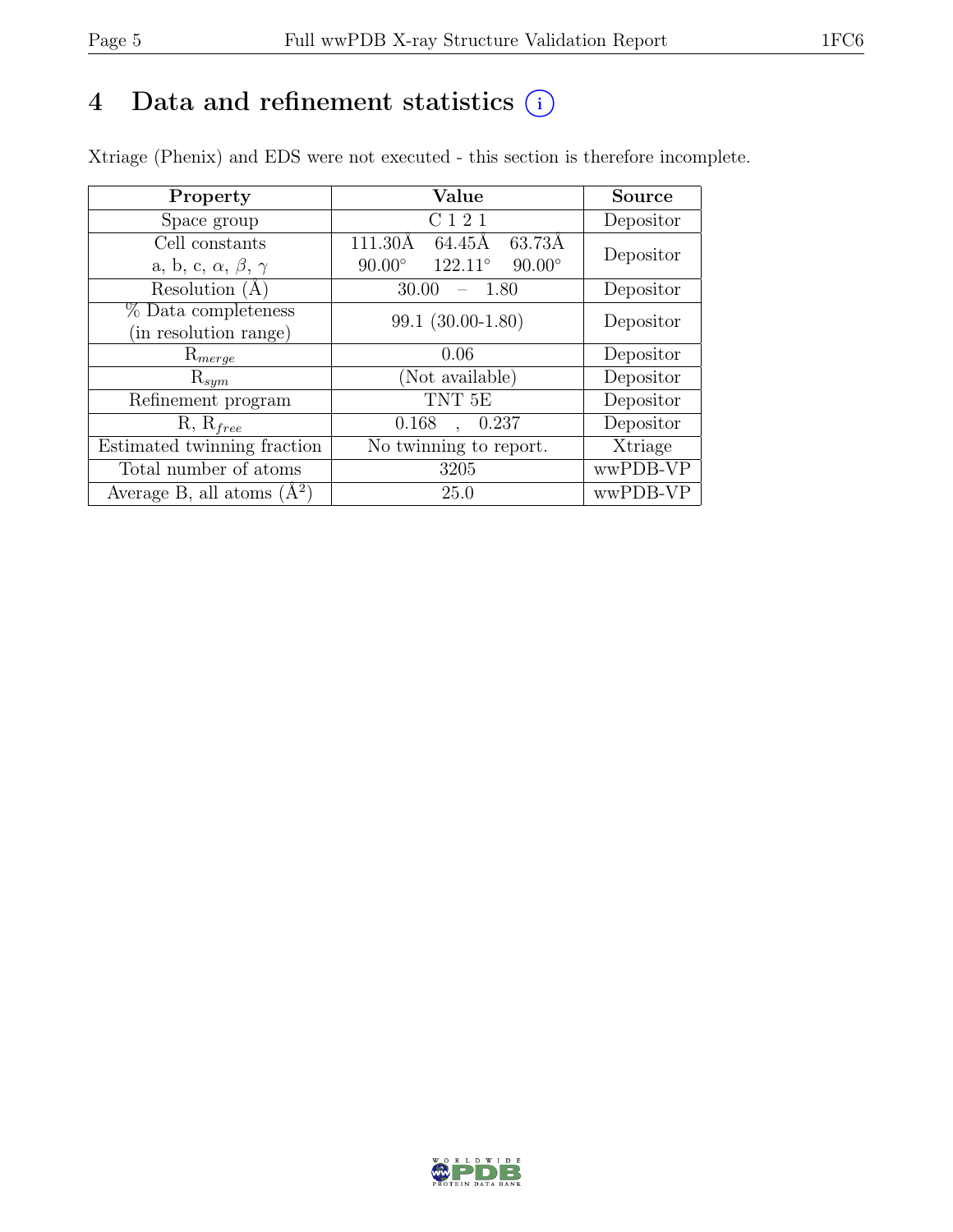# 4 Data and refinement statistics ⓘ

Xtriage (Phenix) and EDS were not executed - this section is therefore incomplete.

| Property | Value | Source |
|---|---|---|
| Space group | C 1 2 1 | Depositor |
| Cell constants<br>a, b, c, $\alpha$, $\beta$, $\gamma$ | 111.30Å 64.45Å 63.73Å<br>90.00° 122.11° 90.00° | Depositor |
| Resolution (Å) | 30.00 – 1.80 | Depositor |
| % Data completeness<br>(in resolution range) | 99.1 (30.00-1.80) | Depositor |
| $R_{merge}$ | 0.06 | Depositor |
| $R_{sym}$ | (Not available) | Depositor |
| Refinement program | TNT 5E | Depositor |
| R, $R_{free}$ | 0.168 , 0.237 | Depositor |
| Estimated twinning fraction | No twinning to report. | Xtriage |
| Total number of atoms | 3205 | wwPDB-VP |
| Average B, all atoms (Å$^2$) | 25.0 | wwPDB-VP |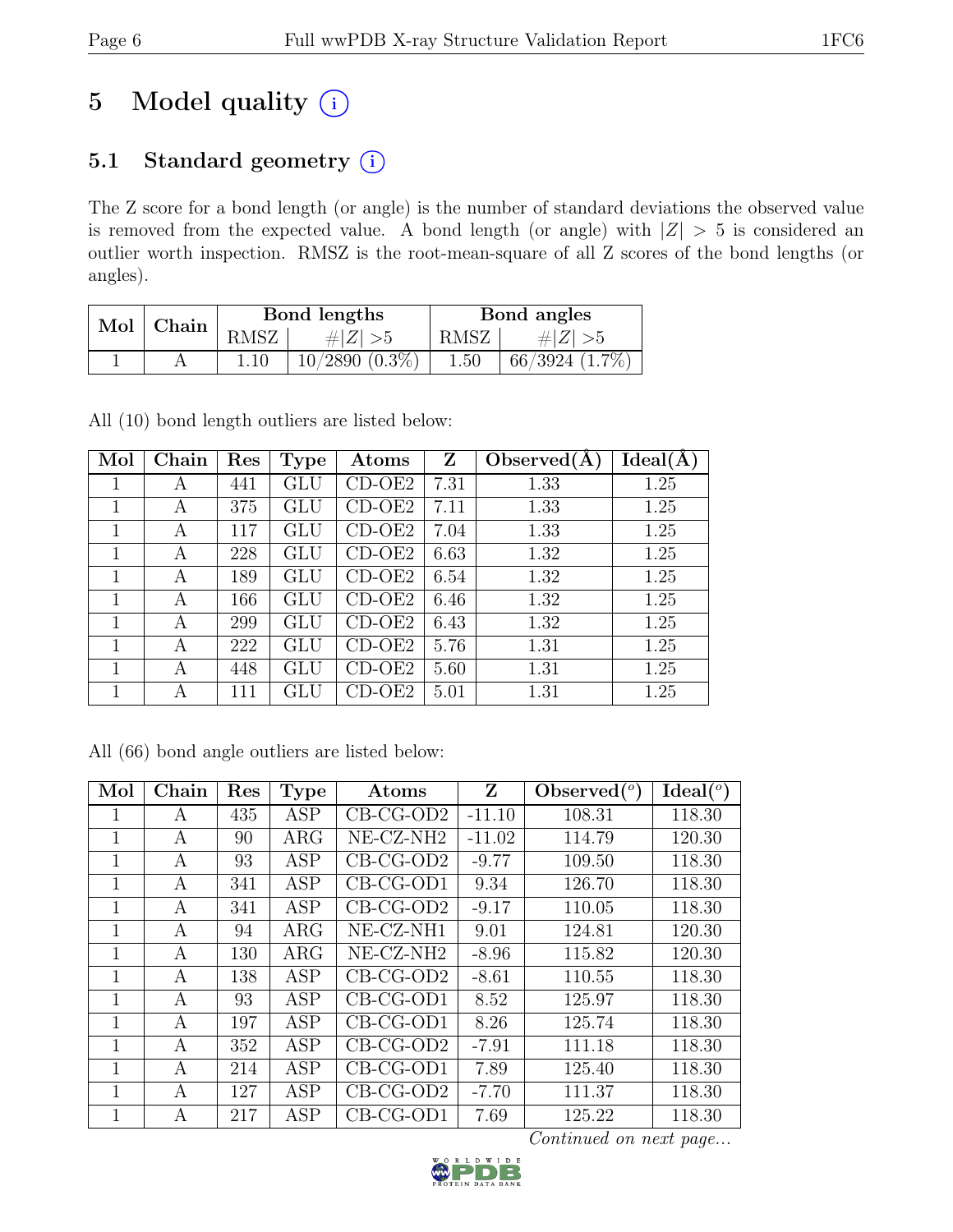# 5 Model quality (i)

## 5.1 Standard geometry (i)

The Z score for a bond length (or angle) is the number of standard deviations the observed value is removed from the expected value. A bond length (or angle) with $|Z| > 5$ is considered an outlier worth inspection. RMSZ is the root-mean-square of all Z scores of the bond lengths (or angles).

| Mol | Chain | Bond lengths | | Bond angles | |
|---|---|---|---|---|---|
| | | RMSZ | $\#|Z|>5$ | RMSZ | $\#|Z|>5$ |
| 1 | A | 1.10 | 10/2890 (0.3%) | 1.50 | 66/3924 (1.7%) |

All (10) bond length outliers are listed below:

| Mol | Chain | Res | Type | Atoms | Z | Observed(Å) | Ideal(Å) |
|---|---|---|---|---|---|---|---|
| 1 | A | 441 | GLU | CD-OE2 | 7.31 | 1.33 | 1.25 |
| 1 | A | 375 | GLU | CD-OE2 | 7.11 | 1.33 | 1.25 |
| 1 | A | 117 | GLU | CD-OE2 | 7.04 | 1.33 | 1.25 |
| 1 | A | 228 | GLU | CD-OE2 | 6.63 | 1.32 | 1.25 |
| 1 | A | 189 | GLU | CD-OE2 | 6.54 | 1.32 | 1.25 |
| 1 | A | 166 | GLU | CD-OE2 | 6.46 | 1.32 | 1.25 |
| 1 | A | 299 | GLU | CD-OE2 | 6.43 | 1.32 | 1.25 |
| 1 | A | 222 | GLU | CD-OE2 | 5.76 | 1.31 | 1.25 |
| 1 | A | 448 | GLU | CD-OE2 | 5.60 | 1.31 | 1.25 |
| 1 | A | 111 | GLU | CD-OE2 | 5.01 | 1.31 | 1.25 |

All (66) bond angle outliers are listed below:

| Mol | Chain | Res | Type | Atoms | Z | Observed(°) | Ideal(°) |
|---|---|---|---|---|---|---|---|
| 1 | A | 435 | ASP | CB-CG-OD2 | -11.10 | 108.31 | 118.30 |
| 1 | A | 90 | ARG | NE-CZ-NH2 | -11.02 | 114.79 | 120.30 |
| 1 | A | 93 | ASP | CB-CG-OD2 | -9.77 | 109.50 | 118.30 |
| 1 | A | 341 | ASP | CB-CG-OD1 | 9.34 | 126.70 | 118.30 |
| 1 | A | 341 | ASP | CB-CG-OD2 | -9.17 | 110.05 | 118.30 |
| 1 | A | 94 | ARG | NE-CZ-NH1 | 9.01 | 124.81 | 120.30 |
| 1 | A | 130 | ARG | NE-CZ-NH2 | -8.96 | 115.82 | 120.30 |
| 1 | A | 138 | ASP | CB-CG-OD2 | -8.61 | 110.55 | 118.30 |
| 1 | A | 93 | ASP | CB-CG-OD1 | 8.52 | 125.97 | 118.30 |
| 1 | A | 197 | ASP | CB-CG-OD1 | 8.26 | 125.74 | 118.30 |
| 1 | A | 352 | ASP | CB-CG-OD2 | -7.91 | 111.18 | 118.30 |
| 1 | A | 214 | ASP | CB-CG-OD1 | 7.89 | 125.40 | 118.30 |
| 1 | A | 127 | ASP | CB-CG-OD2 | -7.70 | 111.37 | 118.30 |
| 1 | A | 217 | ASP | CB-CG-OD1 | 7.69 | 125.22 | 118.30 |

*Continued on next page...*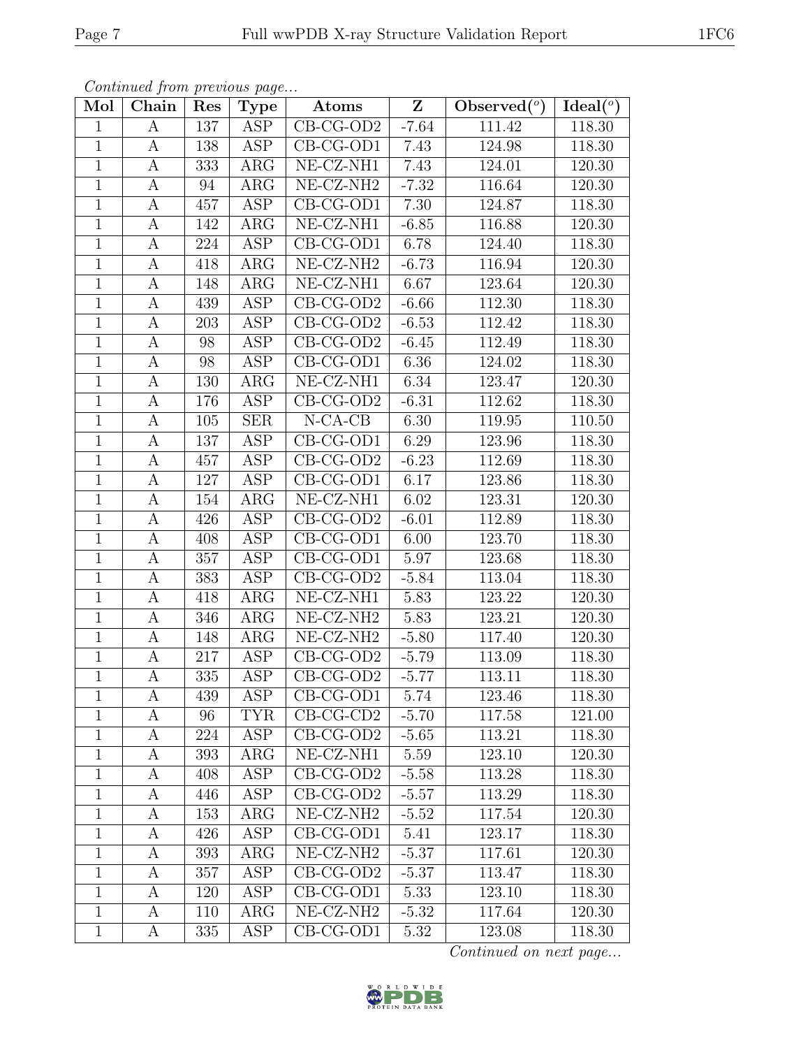*Continued from previous page...*

| Mol | Chain | Res | Type | Atoms | Z | Observed(°) | Ideal(°) |
|---|---|---|---|---|---|---|---|
| 1 | A | 137 | ASP | CB-CG-OD2 | -7.64 | 111.42 | 118.30 |
| 1 | A | 138 | ASP | CB-CG-OD1 | 7.43 | 124.98 | 118.30 |
| 1 | A | 333 | ARG | NE-CZ-NH1 | 7.43 | 124.01 | 120.30 |
| 1 | A | 94 | ARG | NE-CZ-NH2 | -7.32 | 116.64 | 120.30 |
| 1 | A | 457 | ASP | CB-CG-OD1 | 7.30 | 124.87 | 118.30 |
| 1 | A | 142 | ARG | NE-CZ-NH1 | -6.85 | 116.88 | 120.30 |
| 1 | A | 224 | ASP | CB-CG-OD1 | 6.78 | 124.40 | 118.30 |
| 1 | A | 418 | ARG | NE-CZ-NH2 | -6.73 | 116.94 | 120.30 |
| 1 | A | 148 | ARG | NE-CZ-NH1 | 6.67 | 123.64 | 120.30 |
| 1 | A | 439 | ASP | CB-CG-OD2 | -6.66 | 112.30 | 118.30 |
| 1 | A | 203 | ASP | CB-CG-OD2 | -6.53 | 112.42 | 118.30 |
| 1 | A | 98 | ASP | CB-CG-OD2 | -6.45 | 112.49 | 118.30 |
| 1 | A | 98 | ASP | CB-CG-OD1 | 6.36 | 124.02 | 118.30 |
| 1 | A | 130 | ARG | NE-CZ-NH1 | 6.34 | 123.47 | 120.30 |
| 1 | A | 176 | ASP | CB-CG-OD2 | -6.31 | 112.62 | 118.30 |
| 1 | A | 105 | SER | N-CA-CB | 6.30 | 119.95 | 110.50 |
| 1 | A | 137 | ASP | CB-CG-OD1 | 6.29 | 123.96 | 118.30 |
| 1 | A | 457 | ASP | CB-CG-OD2 | -6.23 | 112.69 | 118.30 |
| 1 | A | 127 | ASP | CB-CG-OD1 | 6.17 | 123.86 | 118.30 |
| 1 | A | 154 | ARG | NE-CZ-NH1 | 6.02 | 123.31 | 120.30 |
| 1 | A | 426 | ASP | CB-CG-OD2 | -6.01 | 112.89 | 118.30 |
| 1 | A | 408 | ASP | CB-CG-OD1 | 6.00 | 123.70 | 118.30 |
| 1 | A | 357 | ASP | CB-CG-OD1 | 5.97 | 123.68 | 118.30 |
| 1 | A | 383 | ASP | CB-CG-OD2 | -5.84 | 113.04 | 118.30 |
| 1 | A | 418 | ARG | NE-CZ-NH1 | 5.83 | 123.22 | 120.30 |
| 1 | A | 346 | ARG | NE-CZ-NH2 | 5.83 | 123.21 | 120.30 |
| 1 | A | 148 | ARG | NE-CZ-NH2 | -5.80 | 117.40 | 120.30 |
| 1 | A | 217 | ASP | CB-CG-OD2 | -5.79 | 113.09 | 118.30 |
| 1 | A | 335 | ASP | CB-CG-OD2 | -5.77 | 113.11 | 118.30 |
| 1 | A | 439 | ASP | CB-CG-OD1 | 5.74 | 123.46 | 118.30 |
| 1 | A | 96 | TYR | CB-CG-CD2 | -5.70 | 117.58 | 121.00 |
| 1 | A | 224 | ASP | CB-CG-OD2 | -5.65 | 113.21 | 118.30 |
| 1 | A | 393 | ARG | NE-CZ-NH1 | 5.59 | 123.10 | 120.30 |
| 1 | A | 408 | ASP | CB-CG-OD2 | -5.58 | 113.28 | 118.30 |
| 1 | A | 446 | ASP | CB-CG-OD2 | -5.57 | 113.29 | 118.30 |
| 1 | A | 153 | ARG | NE-CZ-NH2 | -5.52 | 117.54 | 120.30 |
| 1 | A | 426 | ASP | CB-CG-OD1 | 5.41 | 123.17 | 118.30 |
| 1 | A | 393 | ARG | NE-CZ-NH2 | -5.37 | 117.61 | 120.30 |
| 1 | A | 357 | ASP | CB-CG-OD2 | -5.37 | 113.47 | 118.30 |
| 1 | A | 120 | ASP | CB-CG-OD1 | 5.33 | 123.10 | 118.30 |
| 1 | A | 110 | ARG | NE-CZ-NH2 | -5.32 | 117.64 | 120.30 |
| 1 | A | 335 | ASP | CB-CG-OD1 | 5.32 | 123.08 | 118.30 |

*Continued on next page...*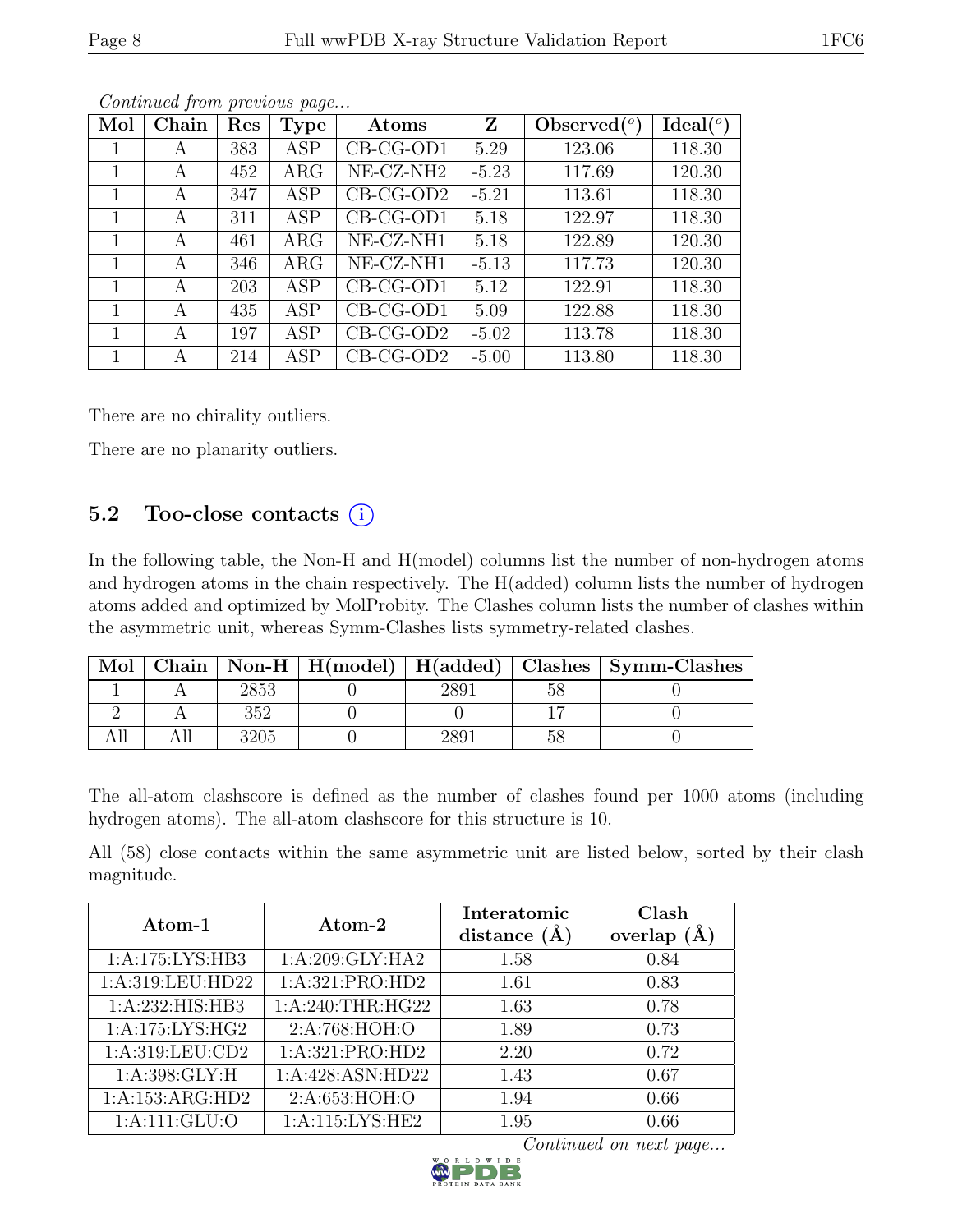*Continued from previous page...*

| Mol | Chain | Res | Type | Atoms | Z | Observed(°) | Ideal(°) |
|---|---|---|---|---|---|---|---|
| 1 | A | 383 | ASP | CB-CG-OD1 | 5.29 | 123.06 | 118.30 |
| 1 | A | 452 | ARG | NE-CZ-NH2 | -5.23 | 117.69 | 120.30 |
| 1 | A | 347 | ASP | CB-CG-OD2 | -5.21 | 113.61 | 118.30 |
| 1 | A | 311 | ASP | CB-CG-OD1 | 5.18 | 122.97 | 118.30 |
| 1 | A | 461 | ARG | NE-CZ-NH1 | 5.18 | 122.89 | 120.30 |
| 1 | A | 346 | ARG | NE-CZ-NH1 | -5.13 | 117.73 | 120.30 |
| 1 | A | 203 | ASP | CB-CG-OD1 | 5.12 | 122.91 | 118.30 |
| 1 | A | 435 | ASP | CB-CG-OD1 | 5.09 | 122.88 | 118.30 |
| 1 | A | 197 | ASP | CB-CG-OD2 | -5.02 | 113.78 | 118.30 |
| 1 | A | 214 | ASP | CB-CG-OD2 | -5.00 | 113.80 | 118.30 |

There are no chirality outliers.

There are no planarity outliers.

## 5.2 Too-close contacts

In the following table, the Non-H and H(model) columns list the number of non-hydrogen atoms and hydrogen atoms in the chain respectively. The H(added) column lists the number of hydrogen atoms added and optimized by MolProbity. The Clashes column lists the number of clashes within the asymmetric unit, whereas Symm-Clashes lists symmetry-related clashes.

| Mol | Chain | Non-H | H(model) | H(added) | Clashes | Symm-Clashes |
|---|---|---|---|---|---|---|
| 1 | A | 2853 | 0 | 2891 | 58 | 0 |
| 2 | A | 352 | 0 | 0 | 17 | 0 |
| All | All | 3205 | 0 | 2891 | 58 | 0 |

The all-atom clashscore is defined as the number of clashes found per 1000 atoms (including hydrogen atoms). The all-atom clashscore for this structure is 10.

All (58) close contacts within the same asymmetric unit are listed below, sorted by their clash magnitude.

| Atom-1 | Atom-2 | Interatomic distance (Å) | Clash overlap (Å) |
|---|---|---|---|
| 1:A:175:LYS:HB3 | 1:A:209:GLY:HA2 | 1.58 | 0.84 |
| 1:A:319:LEU:HD22 | 1:A:321:PRO:HD2 | 1.61 | 0.83 |
| 1:A:232:HIS:HB3 | 1:A:240:THR:HG22 | 1.63 | 0.78 |
| 1:A:175:LYS:HG2 | 2:A:768:HOH:O | 1.89 | 0.73 |
| 1:A:319:LEU:CD2 | 1:A:321:PRO:HD2 | 2.20 | 0.72 |
| 1:A:398:GLY:H | 1:A:428:ASN:HD22 | 1.43 | 0.67 |
| 1:A:153:ARG:HD2 | 2:A:653:HOH:O | 1.94 | 0.66 |
| 1:A:111:GLU:O | 1:A:115:LYS:HE2 | 1.95 | 0.66 |

*Continued on next page...*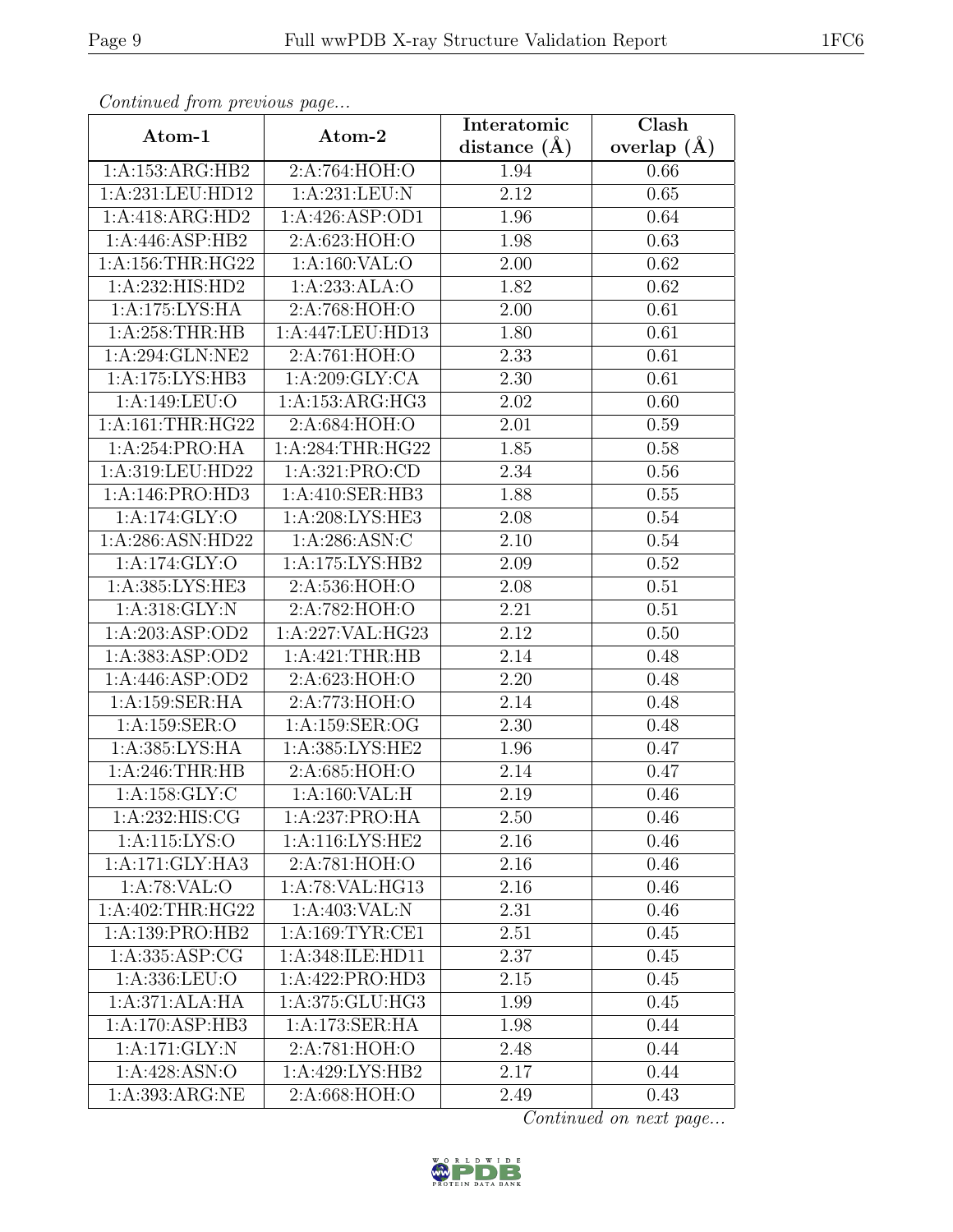*Continued from previous page...*

| Atom-1 | Atom-2 | Interatomic distance (Å) | Clash overlap (Å) |
| --- | --- | --- | --- |
| 1:A:153:ARG:HB2 | 2:A:764:HOH:O | 1.94 | 0.66 |
| 1:A:231:LEU:HD12 | 1:A:231:LEU:N | 2.12 | 0.65 |
| 1:A:418:ARG:HD2 | 1:A:426:ASP:OD1 | 1.96 | 0.64 |
| 1:A:446:ASP:HB2 | 2:A:623:HOH:O | 1.98 | 0.63 |
| 1:A:156:THR:HG22 | 1:A:160:VAL:O | 2.00 | 0.62 |
| 1:A:232:HIS:HD2 | 1:A:233:ALA:O | 1.82 | 0.62 |
| 1:A:175:LYS:HA | 2:A:768:HOH:O | 2.00 | 0.61 |
| 1:A:258:THR:HB | 1:A:447:LEU:HD13 | 1.80 | 0.61 |
| 1:A:294:GLN:NE2 | 2:A:761:HOH:O | 2.33 | 0.61 |
| 1:A:175:LYS:HB3 | 1:A:209:GLY:CA | 2.30 | 0.61 |
| 1:A:149:LEU:O | 1:A:153:ARG:HG3 | 2.02 | 0.60 |
| 1:A:161:THR:HG22 | 2:A:684:HOH:O | 2.01 | 0.59 |
| 1:A:254:PRO:HA | 1:A:284:THR:HG22 | 1.85 | 0.58 |
| 1:A:319:LEU:HD22 | 1:A:321:PRO:CD | 2.34 | 0.56 |
| 1:A:146:PRO:HD3 | 1:A:410:SER:HB3 | 1.88 | 0.55 |
| 1:A:174:GLY:O | 1:A:208:LYS:HE3 | 2.08 | 0.54 |
| 1:A:286:ASN:HD22 | 1:A:286:ASN:C | 2.10 | 0.54 |
| 1:A:174:GLY:O | 1:A:175:LYS:HB2 | 2.09 | 0.52 |
| 1:A:385:LYS:HE3 | 2:A:536:HOH:O | 2.08 | 0.51 |
| 1:A:318:GLY:N | 2:A:782:HOH:O | 2.21 | 0.51 |
| 1:A:203:ASP:OD2 | 1:A:227:VAL:HG23 | 2.12 | 0.50 |
| 1:A:383:ASP:OD2 | 1:A:421:THR:HB | 2.14 | 0.48 |
| 1:A:446:ASP:OD2 | 2:A:623:HOH:O | 2.20 | 0.48 |
| 1:A:159:SER:HA | 2:A:773:HOH:O | 2.14 | 0.48 |
| 1:A:159:SER:O | 1:A:159:SER:OG | 2.30 | 0.48 |
| 1:A:385:LYS:HA | 1:A:385:LYS:HE2 | 1.96 | 0.47 |
| 1:A:246:THR:HB | 2:A:685:HOH:O | 2.14 | 0.47 |
| 1:A:158:GLY:C | 1:A:160:VAL:H | 2.19 | 0.46 |
| 1:A:232:HIS:CG | 1:A:237:PRO:HA | 2.50 | 0.46 |
| 1:A:115:LYS:O | 1:A:116:LYS:HE2 | 2.16 | 0.46 |
| 1:A:171:GLY:HA3 | 2:A:781:HOH:O | 2.16 | 0.46 |
| 1:A:78:VAL:O | 1:A:78:VAL:HG13 | 2.16 | 0.46 |
| 1:A:402:THR:HG22 | 1:A:403:VAL:N | 2.31 | 0.46 |
| 1:A:139:PRO:HB2 | 1:A:169:TYR:CE1 | 2.51 | 0.45 |
| 1:A:335:ASP:CG | 1:A:348:ILE:HD11 | 2.37 | 0.45 |
| 1:A:336:LEU:O | 1:A:422:PRO:HD3 | 2.15 | 0.45 |
| 1:A:371:ALA:HA | 1:A:375:GLU:HG3 | 1.99 | 0.45 |
| 1:A:170:ASP:HB3 | 1:A:173:SER:HA | 1.98 | 0.44 |
| 1:A:171:GLY:N | 2:A:781:HOH:O | 2.48 | 0.44 |
| 1:A:428:ASN:O | 1:A:429:LYS:HB2 | 2.17 | 0.44 |
| 1:A:393:ARG:NE | 2:A:668:HOH:O | 2.49 | 0.43 |

*Continued on next page...*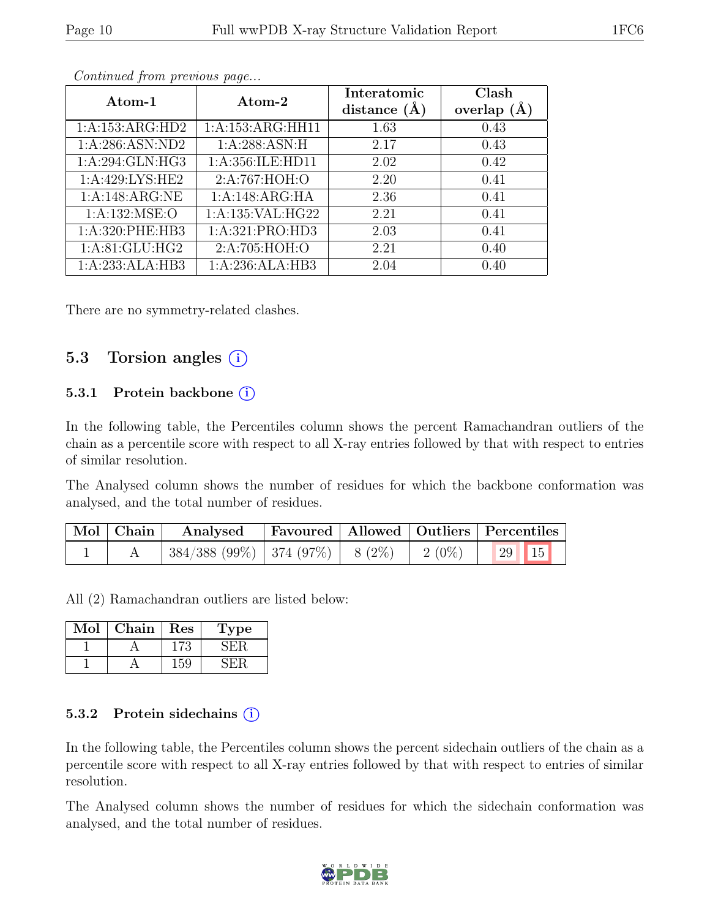*Continued from previous page...*

| Atom-1 | Atom-2 | Interatomic distance (Å) | Clash overlap (Å) |
|---|---|---|---|
| 1:A:153:ARG:HD2 | 1:A:153:ARG:HH11 | 1.63 | 0.43 |
| 1:A:286:ASN:ND2 | 1:A:288:ASN:H | 2.17 | 0.43 |
| 1:A:294:GLN:HG3 | 1:A:356:ILE:HD11 | 2.02 | 0.42 |
| 1:A:429:LYS:HE2 | 2:A:767:HOH:O | 2.20 | 0.41 |
| 1:A:148:ARG:NE | 1:A:148:ARG:HA | 2.36 | 0.41 |
| 1:A:132:MSE:O | 1:A:135:VAL:HG22 | 2.21 | 0.41 |
| 1:A:320:PHE:HB3 | 1:A:321:PRO:HD3 | 2.03 | 0.41 |
| 1:A:81:GLU:HG2 | 2:A:705:HOH:O | 2.21 | 0.40 |
| 1:A:233:ALA:HB3 | 1:A:236:ALA:HB3 | 2.04 | 0.40 |

There are no symmetry-related clashes.

## 5.3 Torsion angles (i)

### 5.3.1 Protein backbone (i)

In the following table, the Percentiles column shows the percent Ramachandran outliers of the chain as a percentile score with respect to all X-ray entries followed by that with respect to entries of similar resolution.

The Analysed column shows the number of residues for which the backbone conformation was analysed, and the total number of residues.

| Mol | Chain | Analysed | Favoured | Allowed | Outliers | Percentiles |
|---|---|---|---|---|---|---|
| 1 | A | 384/388 (99%) | 374 (97%) | 8 (2%) | 2 (0%) | 29 15 |

All (2) Ramachandran outliers are listed below:

| Mol | Chain | Res | Type |
|---|---|---|---|
| 1 | A | 173 | SER |
| 1 | A | 159 | SER |

### 5.3.2 Protein sidechains (i)

In the following table, the Percentiles column shows the percent sidechain outliers of the chain as a percentile score with respect to all X-ray entries followed by that with respect to entries of similar resolution.

The Analysed column shows the number of residues for which the sidechain conformation was analysed, and the total number of residues.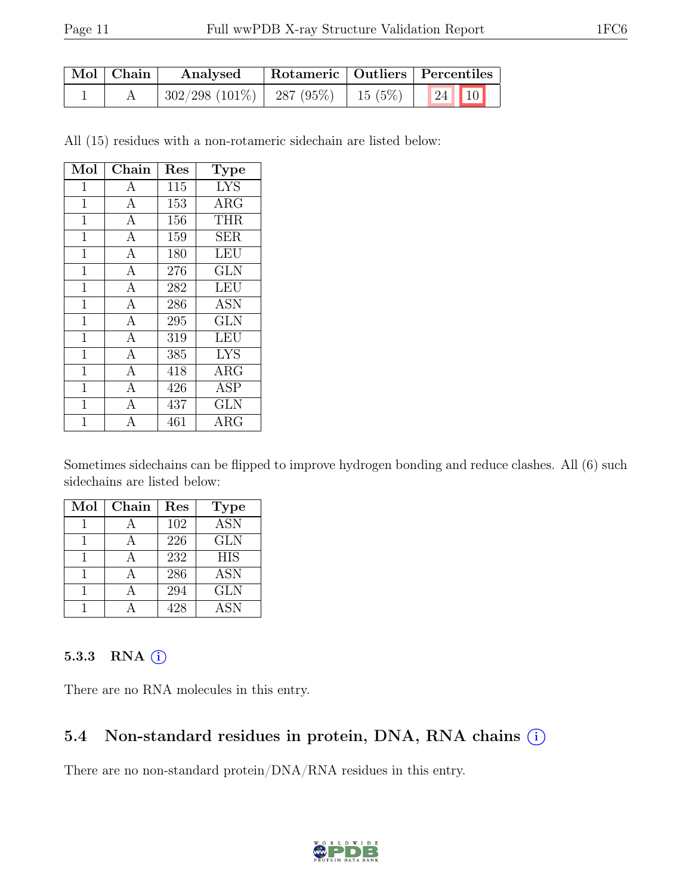| Mol | Chain | Analysed | Rotameric | Outliers | Percentiles | |
|---|---|---|---|---|---|---|
| 1 | A | 302/298 (101%) | 287 (95%) | 15 (5%) | 24 | 10 |

All (15) residues with a non-rotameric sidechain are listed below:

| Mol | Chain | Res | Type |
|---|---|---|---|
| 1 | A | 115 | LYS |
| 1 | A | 153 | ARG |
| 1 | A | 156 | THR |
| 1 | A | 159 | SER |
| 1 | A | 180 | LEU |
| 1 | A | 276 | GLN |
| 1 | A | 282 | LEU |
| 1 | A | 286 | ASN |
| 1 | A | 295 | GLN |
| 1 | A | 319 | LEU |
| 1 | A | 385 | LYS |
| 1 | A | 418 | ARG |
| 1 | A | 426 | ASP |
| 1 | A | 437 | GLN |
| 1 | A | 461 | ARG |

Sometimes sidechains can be flipped to improve hydrogen bonding and reduce clashes. All (6) such sidechains are listed below:

| Mol | Chain | Res | Type |
|---|---|---|---|
| 1 | A | 102 | ASN |
| 1 | A | 226 | GLN |
| 1 | A | 232 | HIS |
| 1 | A | 286 | ASN |
| 1 | A | 294 | GLN |
| 1 | A | 428 | ASN |

#### 5.3.3 RNA (i)

There are no RNA molecules in this entry.

### 5.4 Non-standard residues in protein, DNA, RNA chains (i)

There are no non-standard protein/DNA/RNA residues in this entry.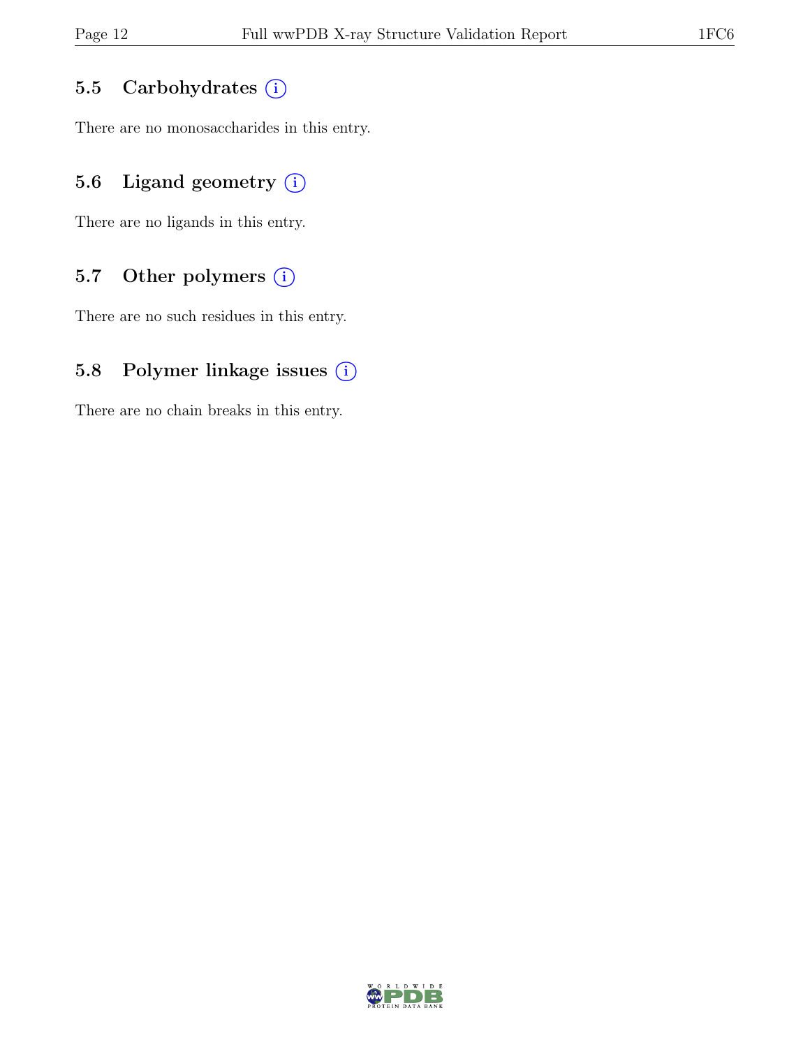### 5.5 Carbohydrates

There are no monosaccharides in this entry.

### 5.6 Ligand geometry

There are no ligands in this entry.

### 5.7 Other polymers

There are no such residues in this entry.

### 5.8 Polymer linkage issues

There are no chain breaks in this entry.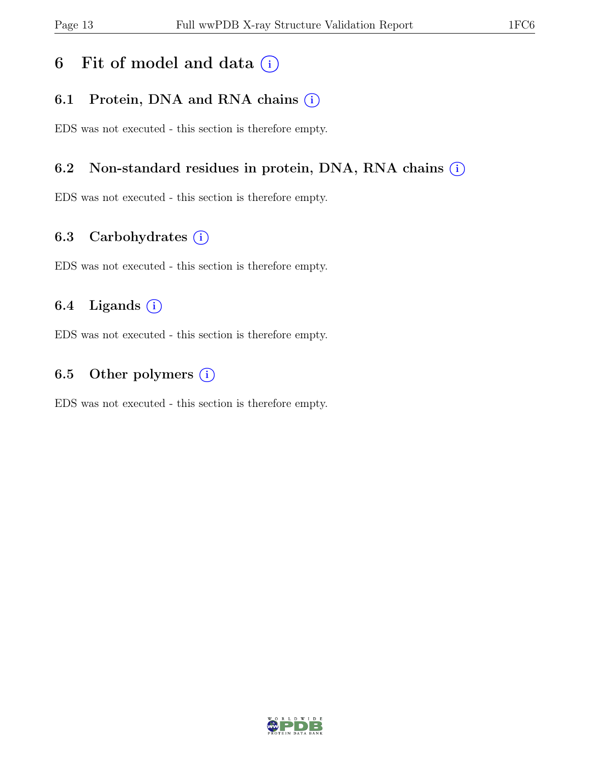# 6 Fit of model and data (i)

## 6.1 Protein, DNA and RNA chains (i)

EDS was not executed - this section is therefore empty.

## 6.2 Non-standard residues in protein, DNA, RNA chains (i)

EDS was not executed - this section is therefore empty.

## 6.3 Carbohydrates (i)

EDS was not executed - this section is therefore empty.

## 6.4 Ligands (i)

EDS was not executed - this section is therefore empty.

## 6.5 Other polymers (i)

EDS was not executed - this section is therefore empty.